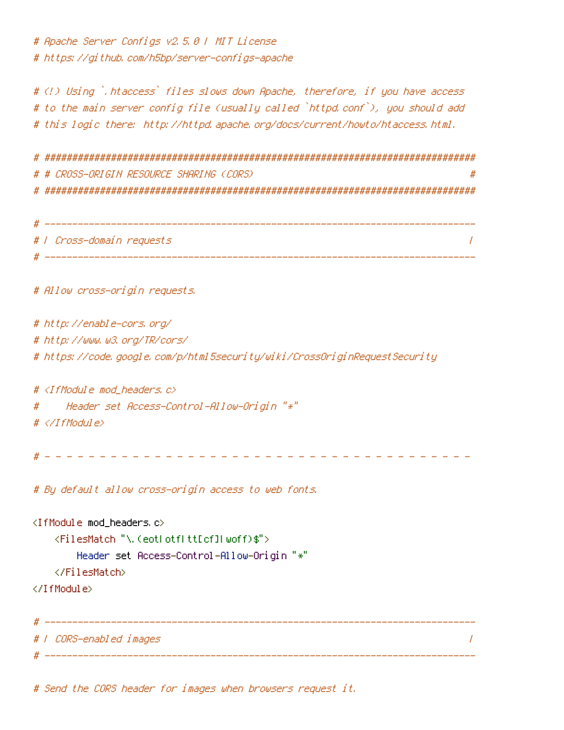```apache
# Apache Server Configs v2.5.0 | MIT License
# https://github.com/h5bp/server-configs-apache

# (!) Using `.htaccess` files slows down Apache, therefore, if you have access
# to the main server config file (usually called `httpd.conf`), you should add
# this logic there: http://httpd.apache.org/docs/current/howto/htaccess.html.

# ##############################################################################
# # CROSS-ORIGIN RESOURCE SHARING (CORS)                                       #
# ##############################################################################

# ------------------------------------------------------------------------------
# | Cross-domain requests                                                      |
# ------------------------------------------------------------------------------

# Allow cross-origin requests.

# http://enable-cors.org/
# http://www.w3.org/TR/cors/
# https://code.google.com/p/html5security/wiki/CrossOriginRequestSecurity

# <IfModule mod_headers.c>
#     Header set Access-Control-Allow-Origin "*"
# </IfModule>

# - - - - - - - - - - - - - - - - - - - - - - - - - - - - - - - - - - - - - - -

# By default allow cross-origin access to web fonts.

<IfModule mod_headers.c>
    <FilesMatch "\.(eot|otf|tt[cf]|woff)$">
        Header set Access-Control-Allow-Origin "*"
    </FilesMatch>
</IfModule>

# ------------------------------------------------------------------------------
# | CORS-enabled images                                                        |
# ------------------------------------------------------------------------------

# Send the CORS header for images when browsers request it.
```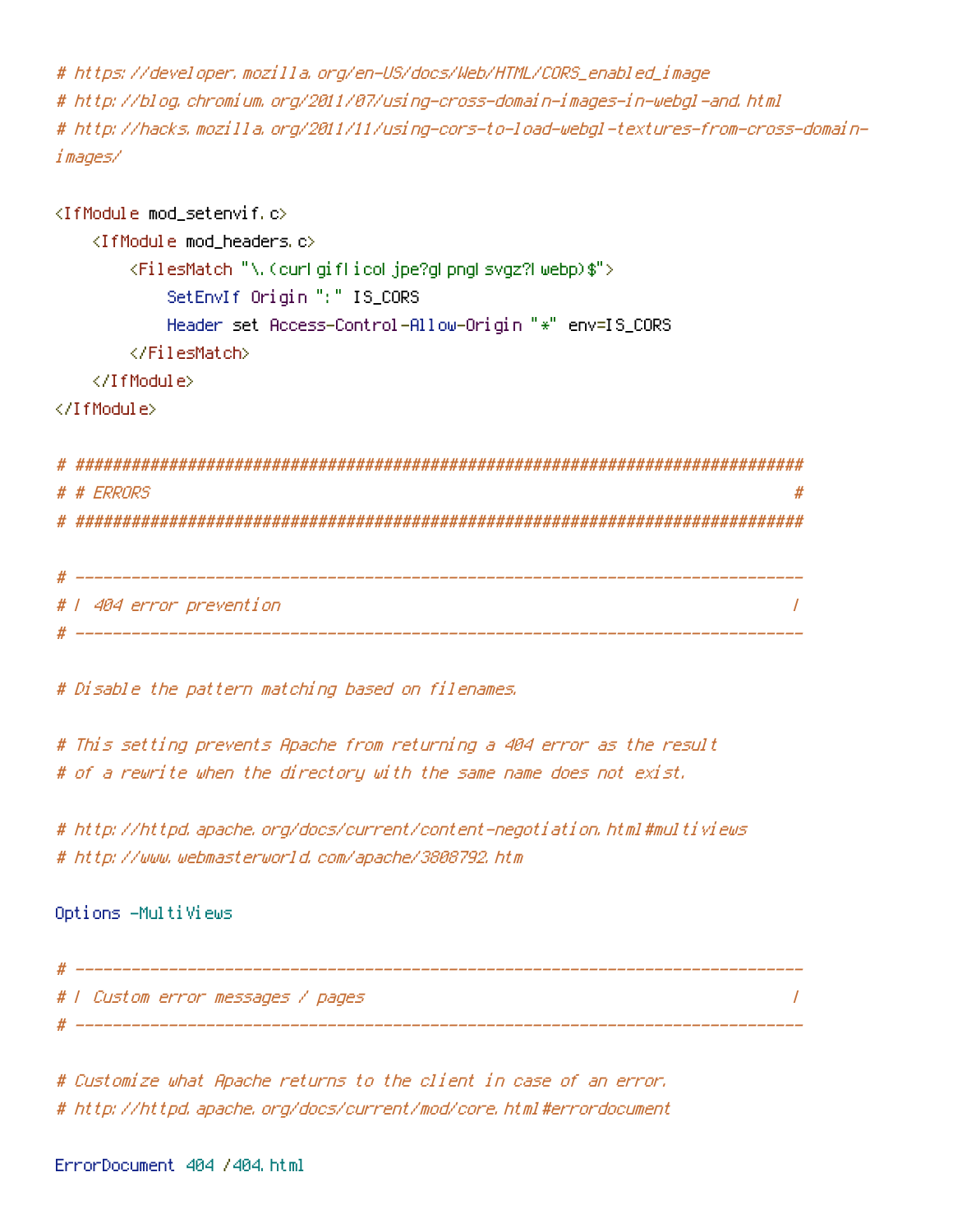```
# https://developer.mozilla.org/en-US/docs/Web/HTML/CORS_enabled_image
# http://blog.chromium.org/2011/07/using-cross-domain-images-in-webgl-and.html
# http://hacks.mozilla.org/2011/11/using-cors-to-load-webgl-textures-from-cross-domain-images/

<IfModule mod_setenvif.c>
    <IfModule mod_headers.c>
        <FilesMatch "\.(cur|gif|ico|jpe?g|png|svgz?|webp)$">
            SetEnvIf Origin ":" IS_CORS
            Header set Access-Control-Allow-Origin "*" env=IS_CORS
        </FilesMatch>
    </IfModule>
</IfModule>

# ##############################################################################
# # ERRORS                                                                     #
# ##############################################################################

# ------------------------------------------------------------------------------
# | 404 error prevention                                                       |
# ------------------------------------------------------------------------------

# Disable the pattern matching based on filenames.

# This setting prevents Apache from returning a 404 error as the result
# of a rewrite when the directory with the same name does not exist.

# http://httpd.apache.org/docs/current/content-negotiation.html#multiviews
# http://www.webmasterworld.com/apache/3808792.htm

Options -MultiViews

# ------------------------------------------------------------------------------
# | Custom error messages / pages                                              |
# ------------------------------------------------------------------------------

# Customize what Apache returns to the client in case of an error.
# http://httpd.apache.org/docs/current/mod/core.html#errordocument

ErrorDocument 404 /404.html
```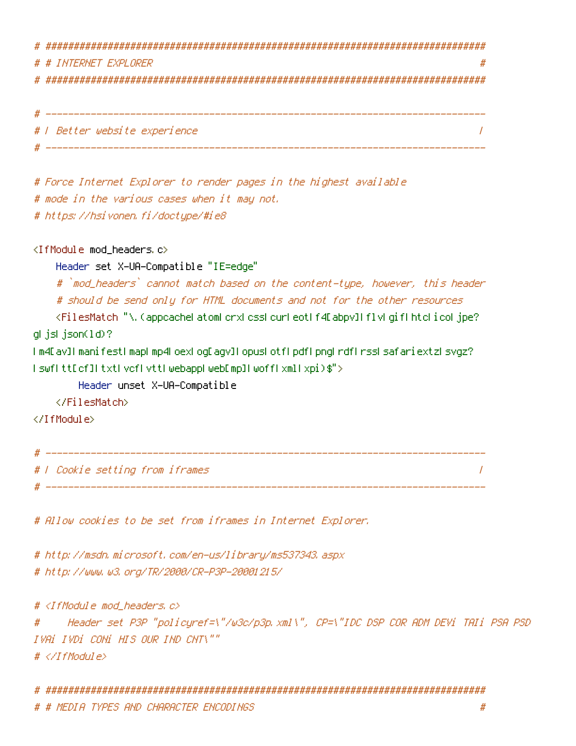```
# ######################################################################
# # INTERNET EXPLORER                                                  #
# ######################################################################

# ----------------------------------------------------------------------
# | Better website experience                                          |
# ----------------------------------------------------------------------

# Force Internet Explorer to render pages in the highest available
# mode in the various cases when it may not.
# https://hsivonen.fi/doctype/#ie8

<IfModule mod_headers.c>
    Header set X-UA-Compatible "IE=edge"
    # `mod_headers` cannot match based on the content-type, however, this header
    # should be send only for HTML documents and not for the other resources
    <FilesMatch "\.(appcache|atom|crx|css|cur|eot|f4[abpv]|flv|gif|htc|ico|jpe?
g|js|json(ld)?
|m4[av]|manifest|map|mp4|oex|og[agv]|opus|otf|pdf|png|rdf|rss|safariextz|svgz?
|swf|tt[cf]|txt|vcf|vtt|webapp|web[mp]|woff|xml|xpi)$">
        Header unset X-UA-Compatible
    </FilesMatch>
</IfModule>

# ----------------------------------------------------------------------
# | Cookie setting from iframes                                        |
# ----------------------------------------------------------------------

# Allow cookies to be set from iframes in Internet Explorer.

# http://msdn.microsoft.com/en-us/library/ms537343.aspx
# http://www.w3.org/TR/2000/CR-P3P-20001215/

# <IfModule mod_headers.c>
#     Header set P3P "policyref=\"/w3c/p3p.xml\", CP=\"IDC DSP COR ADM DEVi TAIi PSA PSD
IVAi IVDi CONi HIS OUR IND CNT\""
# </IfModule>

# ######################################################################
# # MEDIA TYPES AND CHARACTER ENCODINGS                                #
```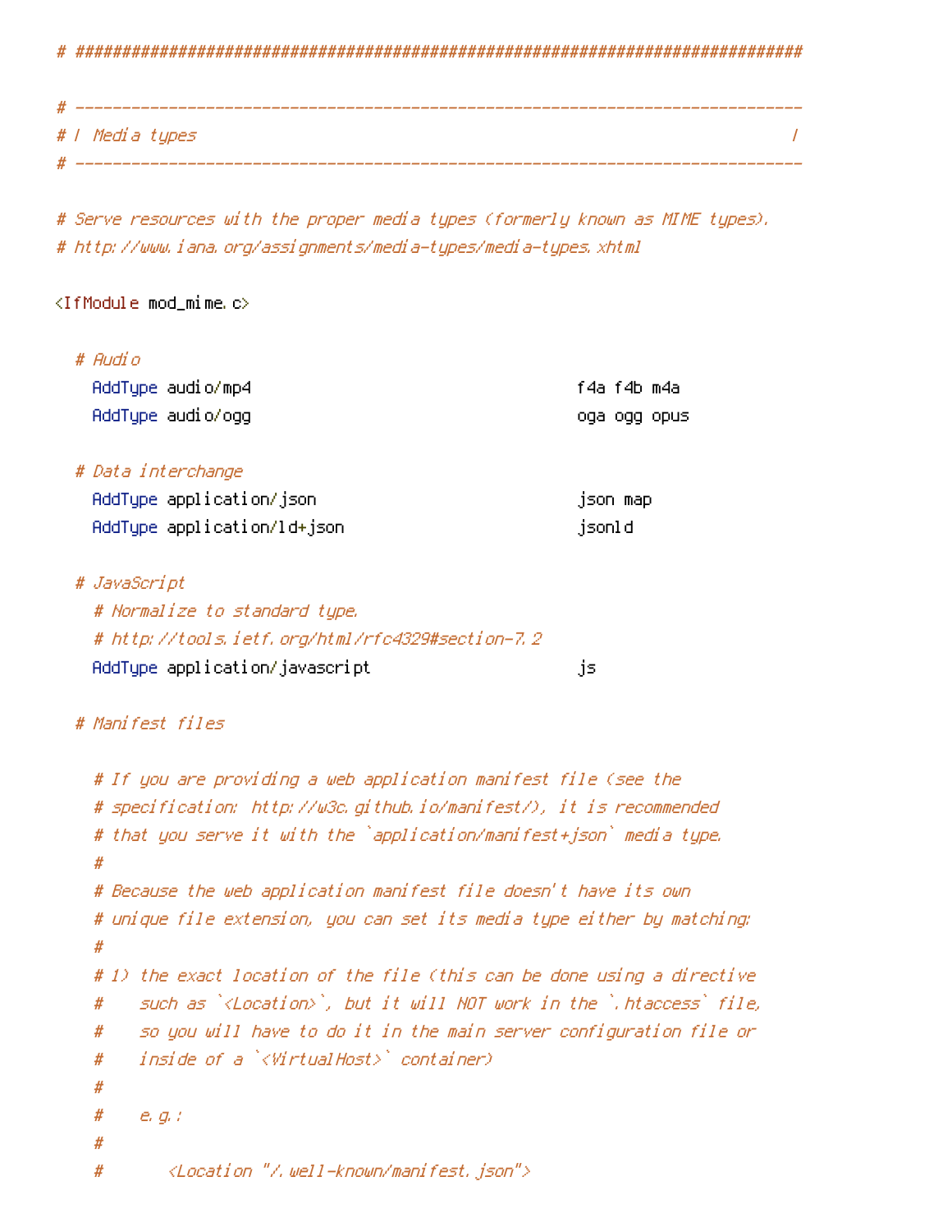```
# ######################################################################

# ----------------------------------------------------------------------
# | Media types                                                        |
# ----------------------------------------------------------------------

# Serve resources with the proper media types (formerly known as MIME types).
# http://www.iana.org/assignments/media-types/media-types.xhtml

<IfModule mod_mime.c>

  # Audio
    AddType audio/mp4                                   f4a f4b m4a
    AddType audio/ogg                                   oga ogg opus

  # Data interchange
    AddType application/json                            json map
    AddType application/ld+json                         jsonld

  # JavaScript
    # Normalize to standard type.
    # http://tools.ietf.org/html/rfc4329#section-7.2
    AddType application/javascript                      js

  # Manifest files

    # If you are providing a web application manifest file (see the
    # specification: http://w3c.github.io/manifest/), it is recommended
    # that you serve it with the `application/manifest+json` media type.
    #
    # Because the web application manifest file doesn't have its own
    # unique file extension, you can set its media type either by matching:
    #
    # 1) the exact location of the file (this can be done using a directive
    #    such as `<Location>`, but it will NOT work in the `.htaccess` file,
    #    so you will have to do it in the main server configuration file or
    #    inside of a `<VirtualHost>` container)
    #
    #    e.g.:
    #
    #       <Location "/.well-known/manifest.json">
```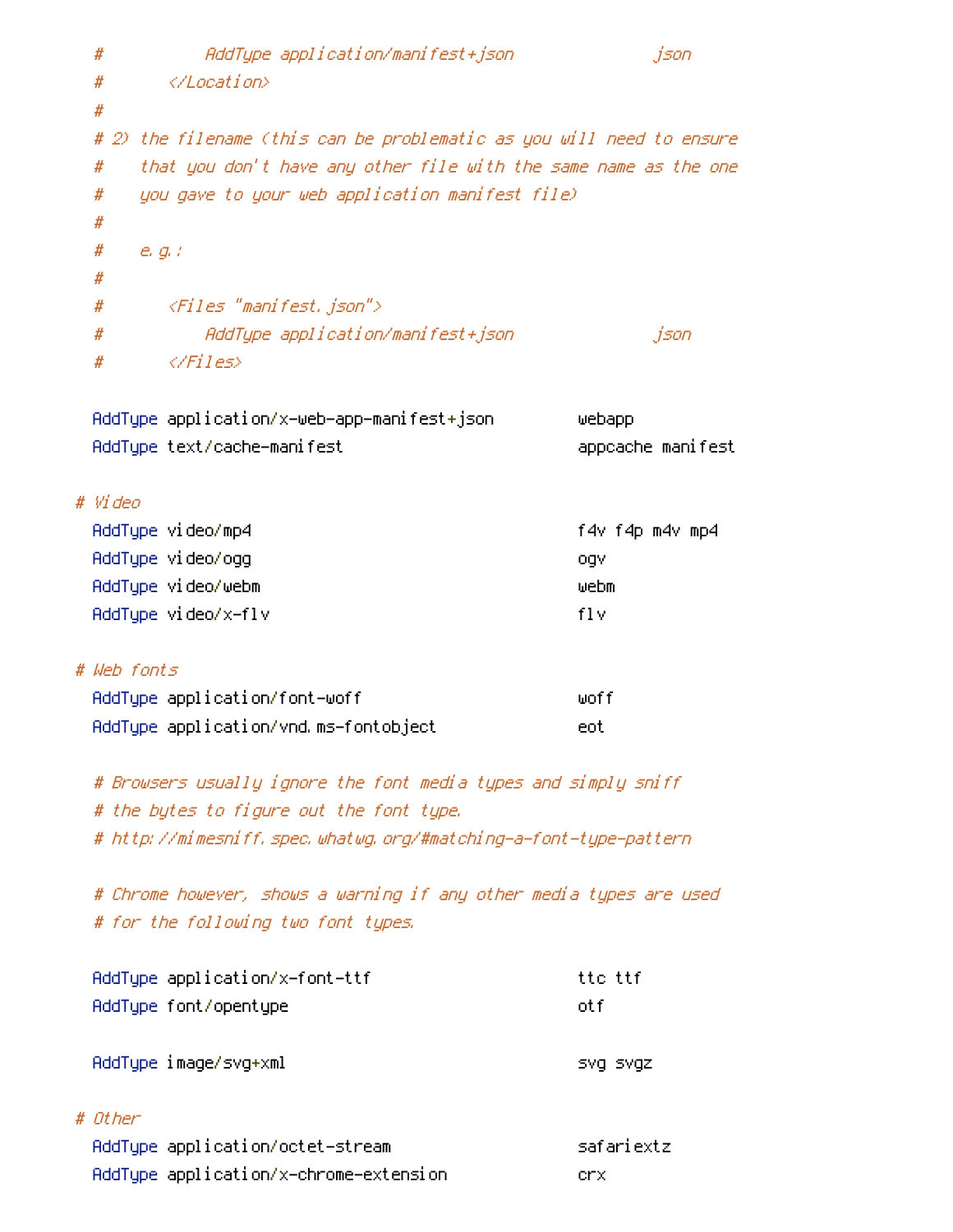```
    #           AddType application/manifest+json               json
    #       </Location>
    #
    # 2) the filename (this can be problematic as you will need to ensure
    #    that you don't have any other file with the same name as the one
    #    you gave to your web application manifest file)
    #
    #    e.g.:
    #
    #       <Files "manifest.json">
    #           AddType application/manifest+json               json
    #       </Files>

    AddType application/x-web-app-manifest+json         webapp
    AddType text/cache-manifest                         appcache manifest

  # Video
    AddType video/mp4                                   f4v f4p m4v mp4
    AddType video/ogg                                   ogv
    AddType video/webm                                  webm
    AddType video/x-flv                                 flv

  # Web fonts
    AddType application/font-woff                       woff
    AddType application/vnd.ms-fontobject               eot

    # Browsers usually ignore the font media types and simply sniff
    # the bytes to figure out the font type.
    # http://mimesniff.spec.whatwg.org/#matching-a-font-type-pattern

    # Chrome however, shows a warning if any other media types are used
    # for the following two font types.

    AddType application/x-font-ttf                      ttc ttf
    AddType font/opentype                               otf

    AddType image/svg+xml                               svg svgz

  # Other
    AddType application/octet-stream                    safariextz
    AddType application/x-chrome-extension              crx
```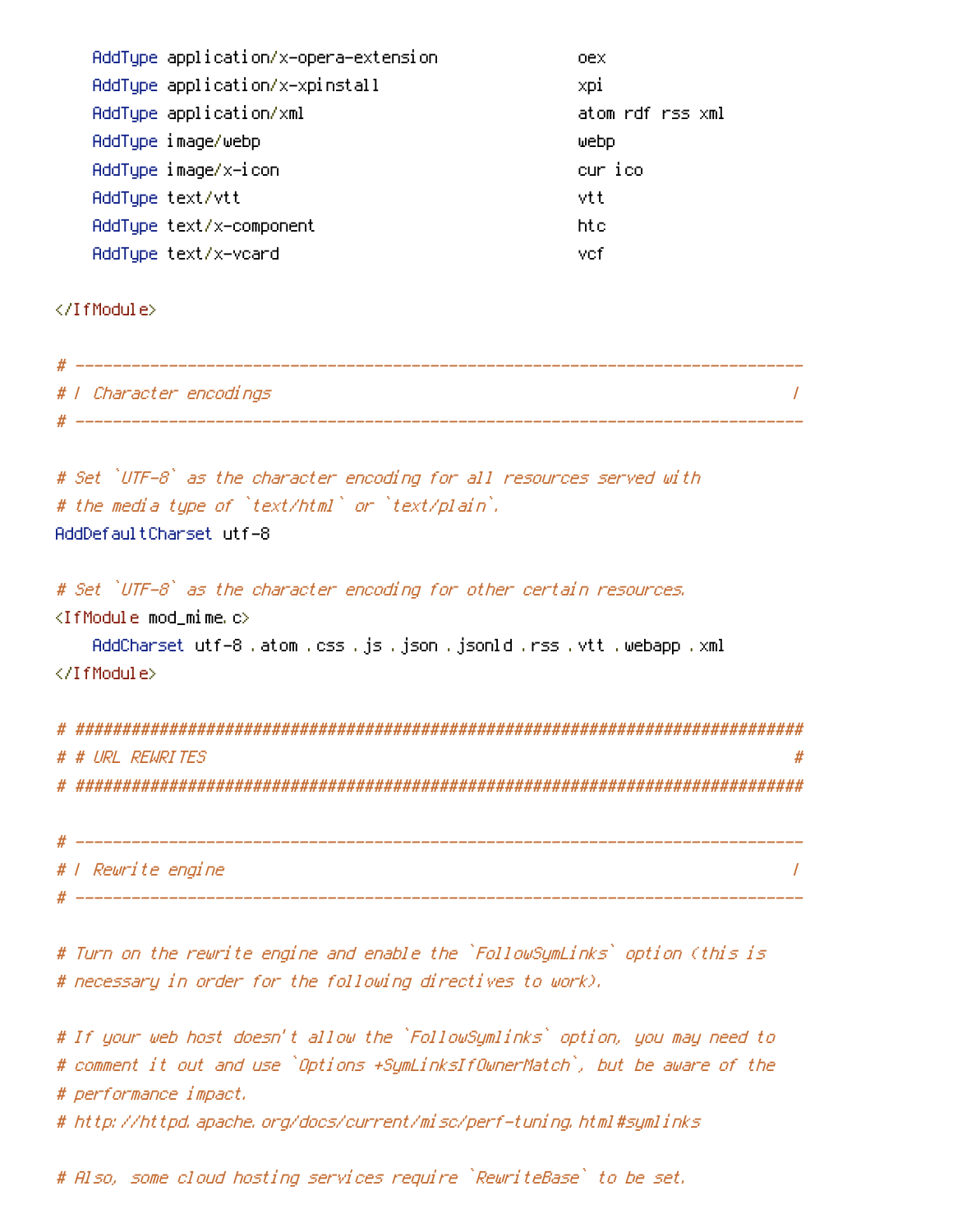```
    AddType application/x-opera-extension               oex
    AddType application/x-xpinstall                     xpi
    AddType application/xml                             atom rdf rss xml
    AddType image/webp                                  webp
    AddType image/x-icon                                cur ico
    AddType text/vtt                                    vtt
    AddType text/x-component                            htc
    AddType text/x-vcard                                vcf

</IfModule>

# ------------------------------------------------------------------------------
# | Character encodings                                                        |
# ------------------------------------------------------------------------------

# Set `UTF-8` as the character encoding for all resources served with
# the media type of `text/html` or `text/plain`.
AddDefaultCharset utf-8

# Set `UTF-8` as the character encoding for other certain resources.
<IfModule mod_mime.c>
    AddCharset utf-8 .atom .css .js .json .jsonld .rss .vtt .webapp .xml
</IfModule>

# ##############################################################################
# # URL REWRITES                                                               #
# ##############################################################################

# ------------------------------------------------------------------------------
# | Rewrite engine                                                             |
# ------------------------------------------------------------------------------

# Turn on the rewrite engine and enable the `FollowSymLinks` option (this is
# necessary in order for the following directives to work).

# If your web host doesn't allow the `FollowSymlinks` option, you may need to
# comment it out and use `Options +SymLinksIfOwnerMatch`, but be aware of the
# performance impact.
# http://httpd.apache.org/docs/current/misc/perf-tuning.html#symlinks

# Also, some cloud hosting services require `RewriteBase` to be set.
```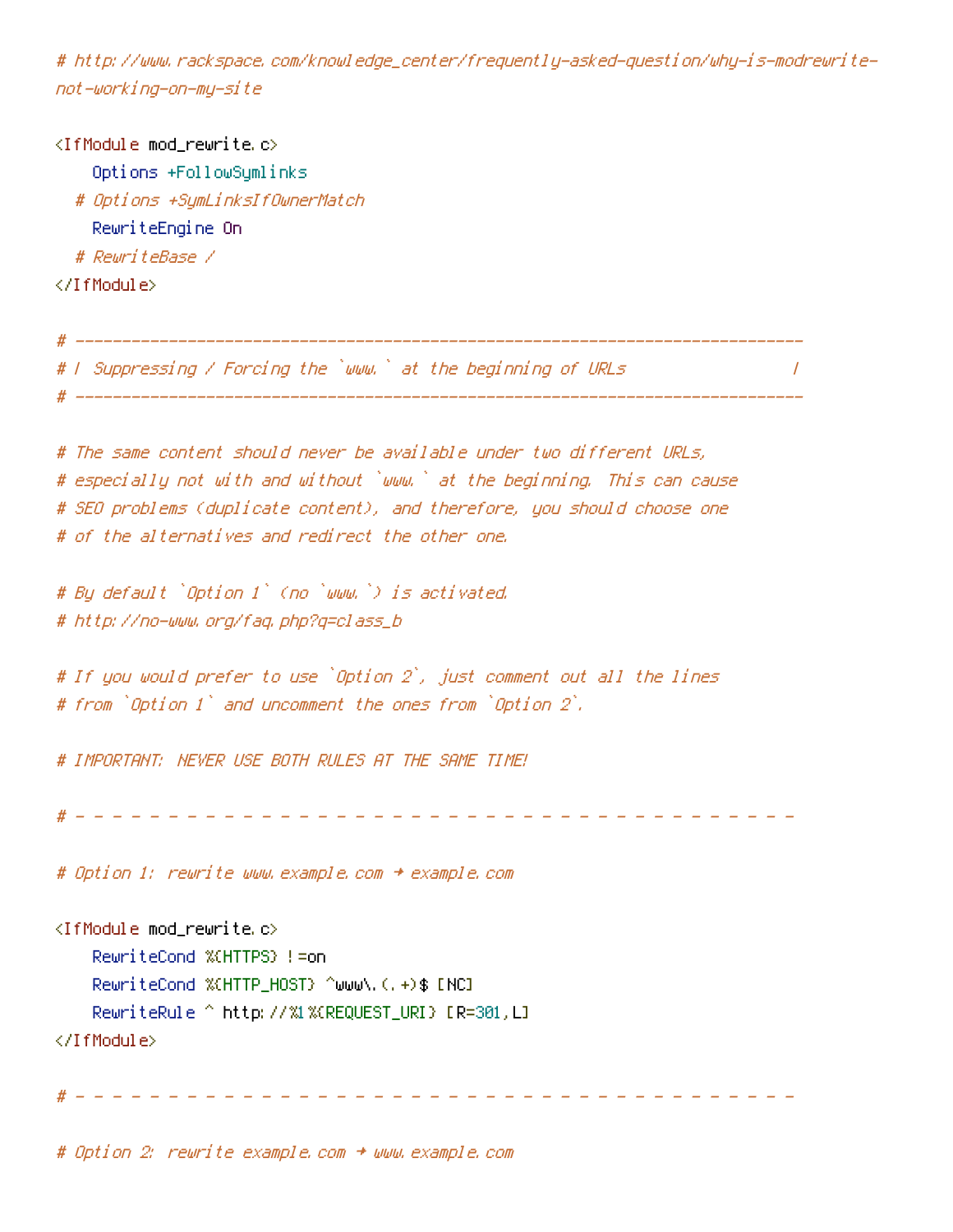```
# http://www.rackspace.com/knowledge_center/frequently-asked-question/why-is-modrewrite-not-working-on-my-site

<IfModule mod_rewrite.c>
    Options +FollowSymlinks
  # Options +SymLinksIfOwnerMatch
    RewriteEngine On
  # RewriteBase /
</IfModule>

# ------------------------------------------------------------------------------
# | Suppressing / Forcing the `www.` at the beginning of URLs                  |
# ------------------------------------------------------------------------------

# The same content should never be available under two different URLs,
# especially not with and without `www.` at the beginning. This can cause
# SEO problems (duplicate content), and therefore, you should choose one
# of the alternatives and redirect the other one.

# By default `Option 1` (no `www.`) is activated.
# http://no-www.org/faq.php?q=class_b

# If you would prefer to use `Option 2`, just comment out all the lines
# from `Option 1` and uncomment the ones from `Option 2`.

# IMPORTANT: NEVER USE BOTH RULES AT THE SAME TIME!

# - - - - - - - - - - - - - - - - - - - - - - - - - - - - - - - - - - - - - - -

# Option 1: rewrite www.example.com → example.com

<IfModule mod_rewrite.c>
    RewriteCond %{HTTPS} !=on
    RewriteCond %{HTTP_HOST} ^www\.(.+)$ [NC]
    RewriteRule ^ http://%1%{REQUEST_URI} [R=301,L]
</IfModule>

# - - - - - - - - - - - - - - - - - - - - - - - - - - - - - - - - - - - - - - -

# Option 2: rewrite example.com → www.example.com
```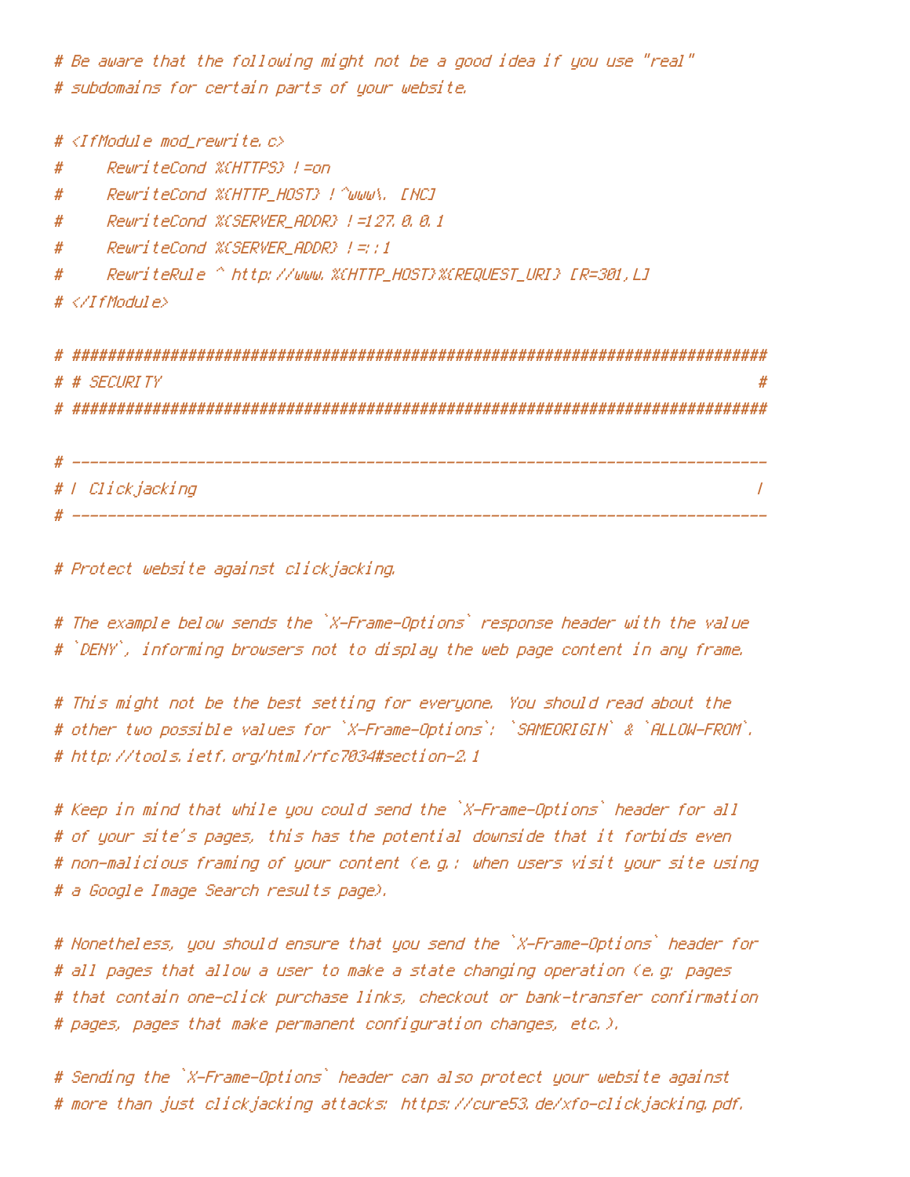```
# Be aware that the following might not be a good idea if you use "real"
# subdomains for certain parts of your website.

# <IfModule mod_rewrite.c>
#     RewriteCond %{HTTPS} !=on
#     RewriteCond %{HTTP_HOST} !^www\. [NC]
#     RewriteCond %{SERVER_ADDR} !=127.0.0.1
#     RewriteCond %{SERVER_ADDR} !=::1
#     RewriteRule ^ http://www.%{HTTP_HOST}%{REQUEST_URI} [R=301,L]
# </IfModule>

# ##############################################################################
# # SECURITY                                                                   #
# ##############################################################################

# ------------------------------------------------------------------------------
# | Clickjacking                                                               |
# ------------------------------------------------------------------------------

# Protect website against clickjacking.

# The example below sends the `X-Frame-Options` response header with the value
# `DENY`, informing browsers not to display the web page content in any frame.

# This might not be the best setting for everyone. You should read about the
# other two possible values for `X-Frame-Options`: `SAMEORIGIN` & `ALLOW-FROM`.
# http://tools.ietf.org/html/rfc7034#section-2.1

# Keep in mind that while you could send the `X-Frame-Options` header for all
# of your site's pages, this has the potential downside that it forbids even
# non-malicious framing of your content (e.g.: when users visit your site using
# a Google Image Search results page).

# Nonetheless, you should ensure that you send the `X-Frame-Options` header for
# all pages that allow a user to make a state changing operation (e.g: pages
# that contain one-click purchase links, checkout or bank-transfer confirmation
# pages, pages that make permanent configuration changes, etc.).

# Sending the `X-Frame-Options` header can also protect your website against
# more than just clickjacking attacks: https://cure53.de/xfo-clickjacking.pdf.
```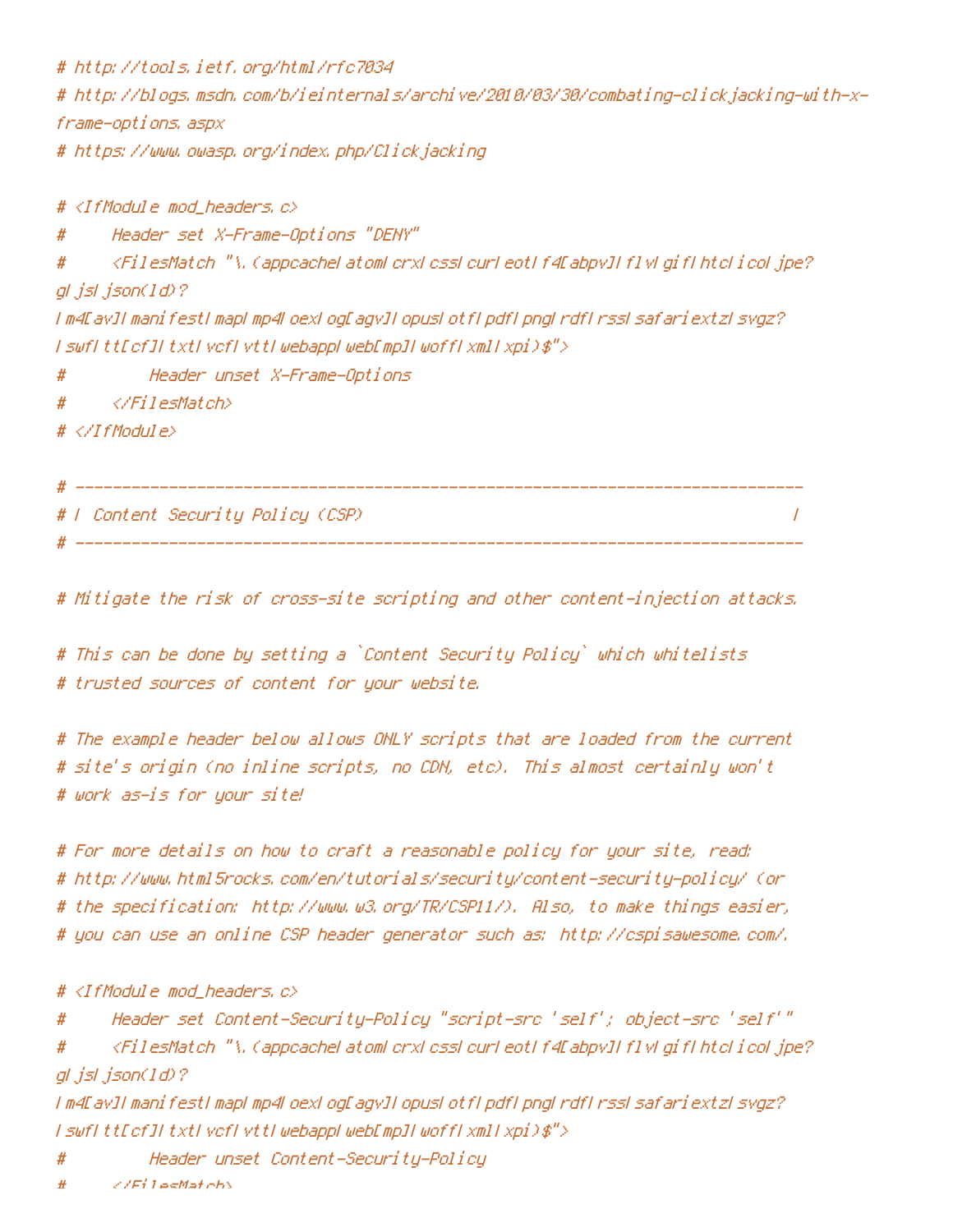```
# http://tools.ietf.org/html/rfc7034
# http://blogs.msdn.com/b/ieinternals/archive/2010/03/30/combating-clickjacking-with-x-frame-options.aspx
# https://www.owasp.org/index.php/Clickjacking

# <IfModule mod_headers.c>
#     Header set X-Frame-Options "DENY"
#     <FilesMatch "\.(appcache|atom|crx|css|cur|eot|f4[abpv]|flv|gif|htc|ico|jpe?g|js|json(ld)?|m4[av]|manifest|map|mp4|oex|og[agv]|opus|otf|pdf|png|rdf|rss|safariextz|svgz?|swf|tt[cf]|txt|vcf|vtt|webapp|web[mp]|woff|xml|xpi)$">
#         Header unset X-Frame-Options
#     </FilesMatch>
# </IfModule>

# ------------------------------------------------------------------------------
# | Content Security Policy (CSP)                                              |
# ------------------------------------------------------------------------------

# Mitigate the risk of cross-site scripting and other content-injection attacks.

# This can be done by setting a `Content Security Policy` which whitelists
# trusted sources of content for your website.

# The example header below allows ONLY scripts that are loaded from the current
# site's origin (no inline scripts, no CDN, etc). This almost certainly won't
# work as-is for your site!

# For more details on how to craft a reasonable policy for your site, read:
# http://www.html5rocks.com/en/tutorials/security/content-security-policy/ (or
# the specification: http://www.w3.org/TR/CSP11/). Also, to make things easier,
# you can use an online CSP header generator such as: http://cspisawesome.com/.

# <IfModule mod_headers.c>
#     Header set Content-Security-Policy "script-src 'self'; object-src 'self'"
#     <FilesMatch "\.(appcache|atom|crx|css|cur|eot|f4[abpv]|flv|gif|htc|ico|jpe?g|js|json(ld)?|m4[av]|manifest|map|mp4|oex|og[agv]|opus|otf|pdf|png|rdf|rss|safariextz|svgz?|swf|tt[cf]|txt|vcf|vtt|webapp|web[mp]|woff|xml|xpi)$">
#         Header unset Content-Security-Policy
#     </FilesMatch>
```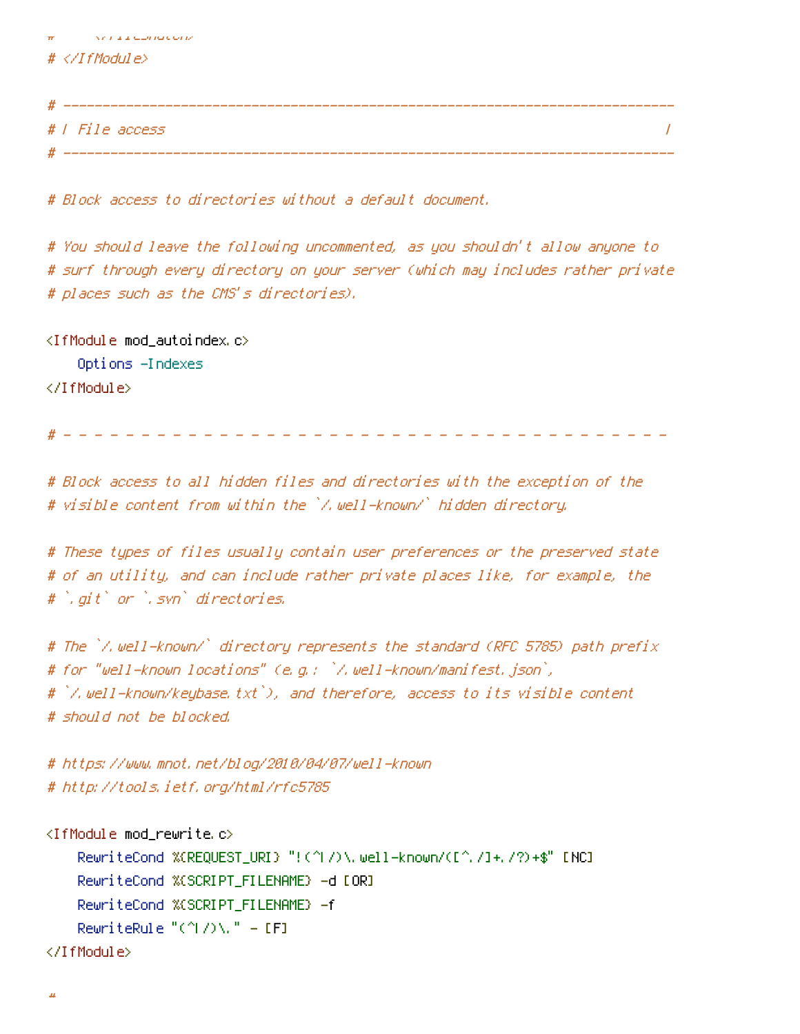```
#     </FilesMatch>
# </IfModule>

# ----------------------------------------------------------------------
# | File access                                                        |
# ----------------------------------------------------------------------

# Block access to directories without a default document.

# You should leave the following uncommented, as you shouldn't allow anyone to
# surf through every directory on your server (which may includes rather private
# places such as the CMS's directories).

<IfModule mod_autoindex.c>
    Options -Indexes
</IfModule>

# - - - - - - - - - - - - - - - - - - - - - - - - - - - - - - - - - - - - - -

# Block access to all hidden files and directories with the exception of the
# visible content from within the `/.well-known/` hidden directory.

# These types of files usually contain user preferences or the preserved state
# of an utility, and can include rather private places like, for example, the
# `.git` or `.svn` directories.

# The `/.well-known/` directory represents the standard (RFC 5785) path prefix
# for "well-known locations" (e.g.: `/.well-known/manifest.json`,
# `/.well-known/keybase.txt`), and therefore, access to its visible content
# should not be blocked.

# https://www.mnot.net/blog/2010/04/07/well-known
# http://tools.ietf.org/html/rfc5785

<IfModule mod_rewrite.c>
    RewriteCond %{REQUEST_URI} "!(^|/)\.well-known/([^./]+./?)+$" [NC]
    RewriteCond %{SCRIPT_FILENAME} -d [OR]
    RewriteCond %{SCRIPT_FILENAME} -f
    RewriteRule "(^|/)\." - [F]
</IfModule>

#
```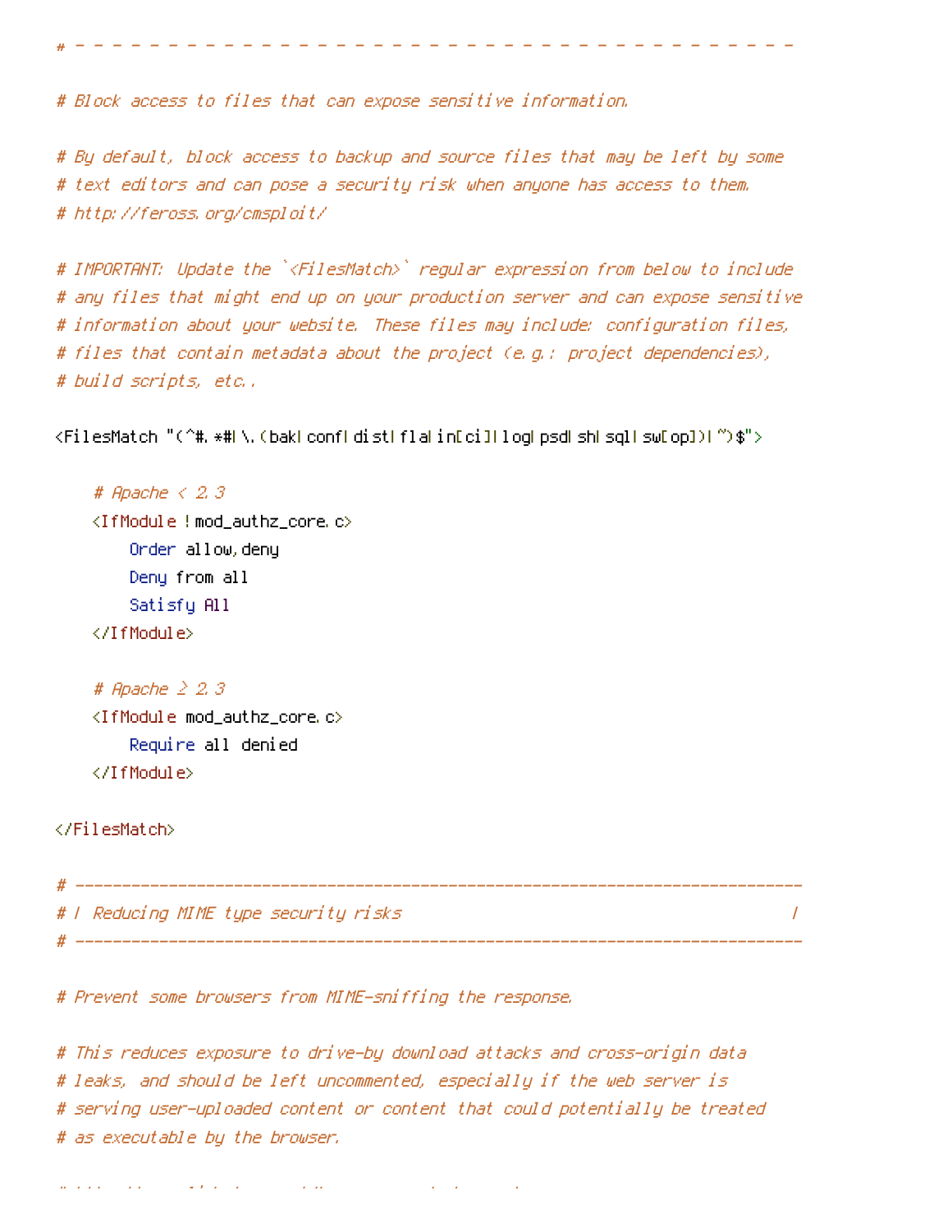```
# - - - - - - - - - - - - - - - - - - - - - - - - - - - - - - - - - - - - - -

# Block access to files that can expose sensitive information.

# By default, block access to backup and source files that may be left by some
# text editors and can pose a security risk when anyone has access to them.
# http://feross.org/cmsploit/

# IMPORTANT: Update the `<FilesMatch>` regular expression from below to include
# any files that might end up on your production server and can expose sensitive
# information about your website. These files may include: configuration files,
# files that contain metadata about the project (e.g.: project dependencies),
# build scripts, etc..

<FilesMatch "(^#.*#|\.(bak|conf|dist|fla|in[ci]|log|psd|sh|sql|sw[op])|~)$">

    # Apache < 2.3
    <IfModule !mod_authz_core.c>
        Order allow,deny
        Deny from all
        Satisfy All
    </IfModule>

    # Apache ≥ 2.3
    <IfModule mod_authz_core.c>
        Require all denied
    </IfModule>

</FilesMatch>

# ------------------------------------------------------------------------------
# | Reducing MIME type security risks                                          |
# ------------------------------------------------------------------------------

# Prevent some browsers from MIME-sniffing the response.

# This reduces exposure to drive-by download attacks and cross-origin data
# leaks, and should be left uncommented, especially if the web server is
# serving user-uploaded content or content that could potentially be treated
# as executable by the browser.
```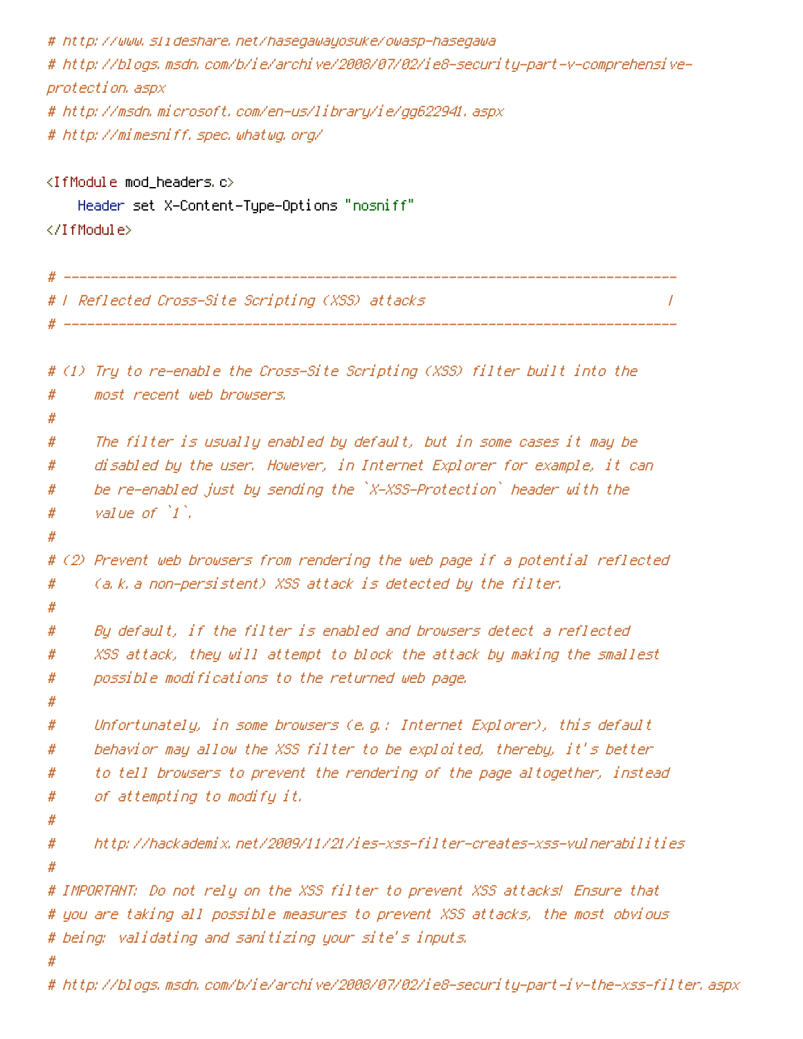```
# http://www.slideshare.net/hasegawayosuke/owasp-hasegawa
# http://blogs.msdn.com/b/ie/archive/2008/07/02/ie8-security-part-v-comprehensive-protection.aspx
# http://msdn.microsoft.com/en-us/library/ie/gg622941.aspx
# http://mimesniff.spec.whatwg.org/

<IfModule mod_headers.c>
    Header set X-Content-Type-Options "nosniff"
</IfModule>

# ------------------------------------------------------------------------------
# | Reflected Cross-Site Scripting (XSS) attacks                                |
# ------------------------------------------------------------------------------

# (1) Try to re-enable the Cross-Site Scripting (XSS) filter built into the
#     most recent web browsers.
#
#     The filter is usually enabled by default, but in some cases it may be
#     disabled by the user. However, in Internet Explorer for example, it can
#     be re-enabled just by sending the `X-XSS-Protection` header with the
#     value of `1`.
#
# (2) Prevent web browsers from rendering the web page if a potential reflected
#     (a.k.a non-persistent) XSS attack is detected by the filter.
#
#     By default, if the filter is enabled and browsers detect a reflected
#     XSS attack, they will attempt to block the attack by making the smallest
#     possible modifications to the returned web page.
#
#     Unfortunately, in some browsers (e.g.: Internet Explorer), this default
#     behavior may allow the XSS filter to be exploited, thereby, it's better
#     to tell browsers to prevent the rendering of the page altogether, instead
#     of attempting to modify it.
#
#     http://hackademix.net/2009/11/21/ies-xss-filter-creates-xss-vulnerabilities
#
# IMPORTANT: Do not rely on the XSS filter to prevent XSS attacks! Ensure that
# you are taking all possible measures to prevent XSS attacks, the most obvious
# being: validating and sanitizing your site's inputs.
#
# http://blogs.msdn.com/b/ie/archive/2008/07/02/ie8-security-part-iv-the-xss-filter.aspx
```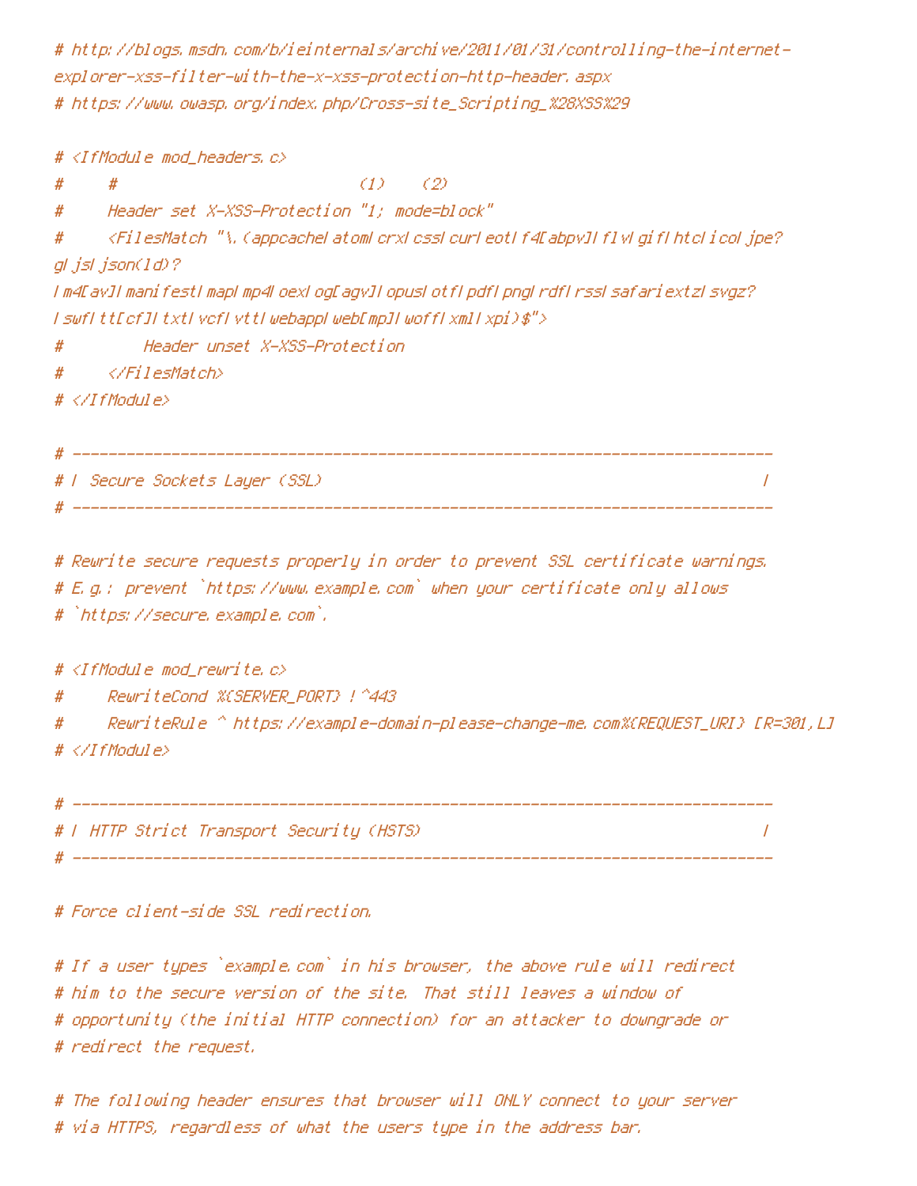```
# http://blogs.msdn.com/b/ieinternals/archive/2011/01/31/controlling-the-internet-
explorer-xss-filter-with-the-x-xss-protection-http-header.aspx
# https://www.owasp.org/index.php/Cross-site_Scripting_%28XSS%29

# <IfModule mod_headers.c>
#     #                           (1)    (2)
#     Header set X-XSS-Protection "1; mode=block"
#     <FilesMatch "\.(appcache|atom|crx|css|cur|eot|f4[abpv]|flv|gif|htc|ico|jpe?
g|js|json(ld)?
|m4[av]|manifest|map|mp4|oex|og[agv]|opus|otf|pdf|png|rdf|rss|safariextz|svgz?
|swf|tt[cf]|txt|vcf|vtt|webapp|web[mp]|woff|xml|xpi)$">
#         Header unset X-XSS-Protection
#     </FilesMatch>
# </IfModule>

# ------------------------------------------------------------------------------
# | Secure Sockets Layer (SSL)                                                 |
# ------------------------------------------------------------------------------

# Rewrite secure requests properly in order to prevent SSL certificate warnings.
# E.g.: prevent `https://www.example.com` when your certificate only allows
# `https://secure.example.com`.

# <IfModule mod_rewrite.c>
#     RewriteCond %{SERVER_PORT} !^443
#     RewriteRule ^ https://example-domain-please-change-me.com%{REQUEST_URI} [R=301,L]
# </IfModule>

# ------------------------------------------------------------------------------
# | HTTP Strict Transport Security (HSTS)                                      |
# ------------------------------------------------------------------------------

# Force client-side SSL redirection.

# If a user types `example.com` in his browser, the above rule will redirect
# him to the secure version of the site. That still leaves a window of
# opportunity (the initial HTTP connection) for an attacker to downgrade or
# redirect the request.

# The following header ensures that browser will ONLY connect to your server
# via HTTPS, regardless of what the users type in the address bar.
```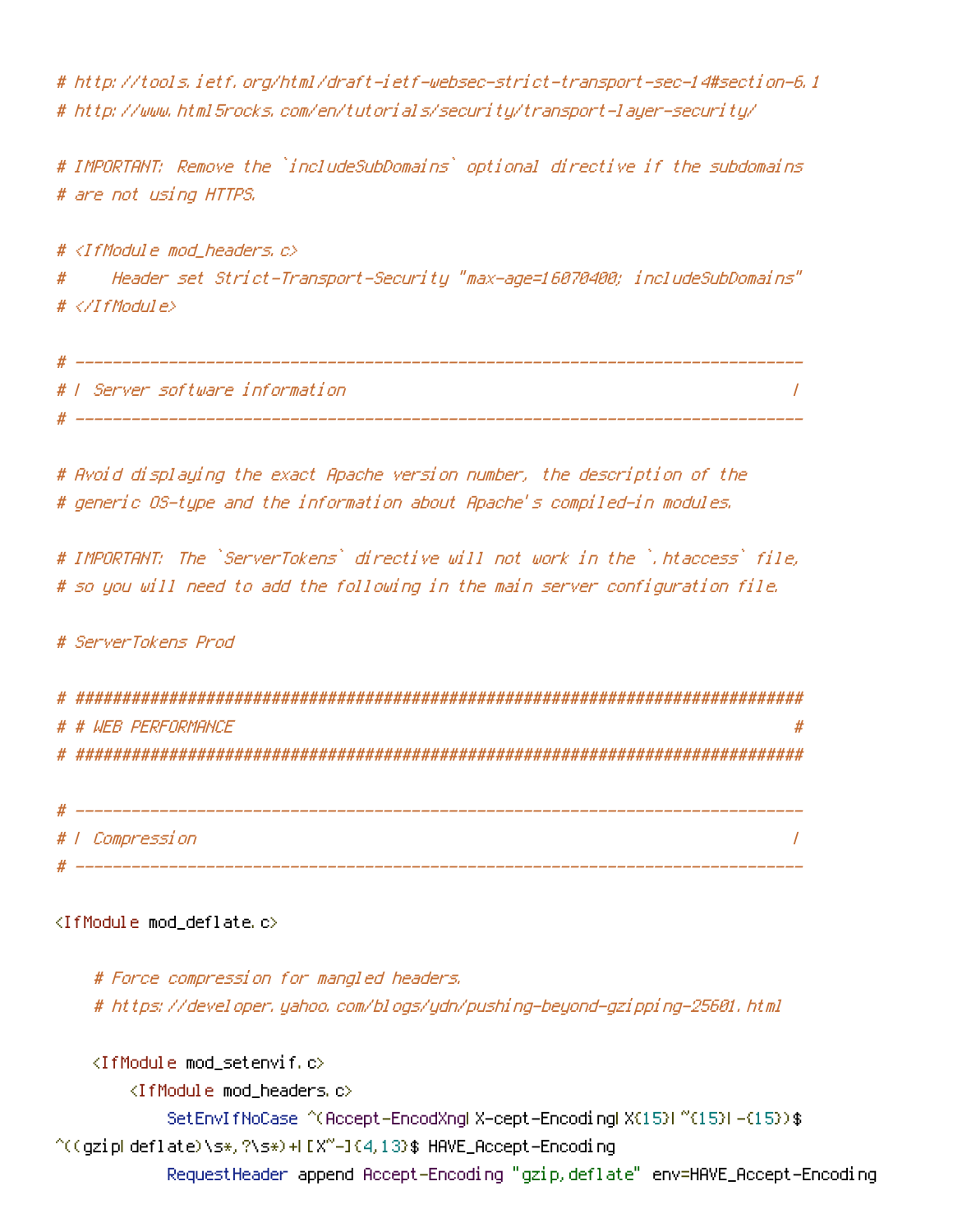```
# http://tools.ietf.org/html/draft-ietf-websec-strict-transport-sec-14#section-6.1
# http://www.html5rocks.com/en/tutorials/security/transport-layer-security/

# IMPORTANT: Remove the `includeSubDomains` optional directive if the subdomains
# are not using HTTPS.

# <IfModule mod_headers.c>
#     Header set Strict-Transport-Security "max-age=16070400; includeSubDomains"
# </IfModule>

# ------------------------------------------------------------------------------
# | Server software information                                                |
# ------------------------------------------------------------------------------

# Avoid displaying the exact Apache version number, the description of the
# generic OS-type and the information about Apache's compiled-in modules.

# IMPORTANT: The `ServerTokens` directive will not work in the `.htaccess` file,
# so you will need to add the following in the main server configuration file.

# ServerTokens Prod

# ##############################################################################
# # WEB PERFORMANCE                                                            #
# ##############################################################################

# ------------------------------------------------------------------------------
# | Compression                                                                |
# ------------------------------------------------------------------------------

<IfModule mod_deflate.c>

    # Force compression for mangled headers.
    # https://developer.yahoo.com/blogs/ydn/pushing-beyond-gzipping-25601.html

    <IfModule mod_setenvif.c>
        <IfModule mod_headers.c>
            SetEnvIfNoCase ^(Accept-EncodXng|X-cept-Encoding|X{15}|~{15}|-{15})$
^((gzip|deflate)\s*,?\s*)+|[X~-]{4,13}$ HAVE_Accept-Encoding
            RequestHeader append Accept-Encoding "gzip,deflate" env=HAVE_Accept-Encoding
```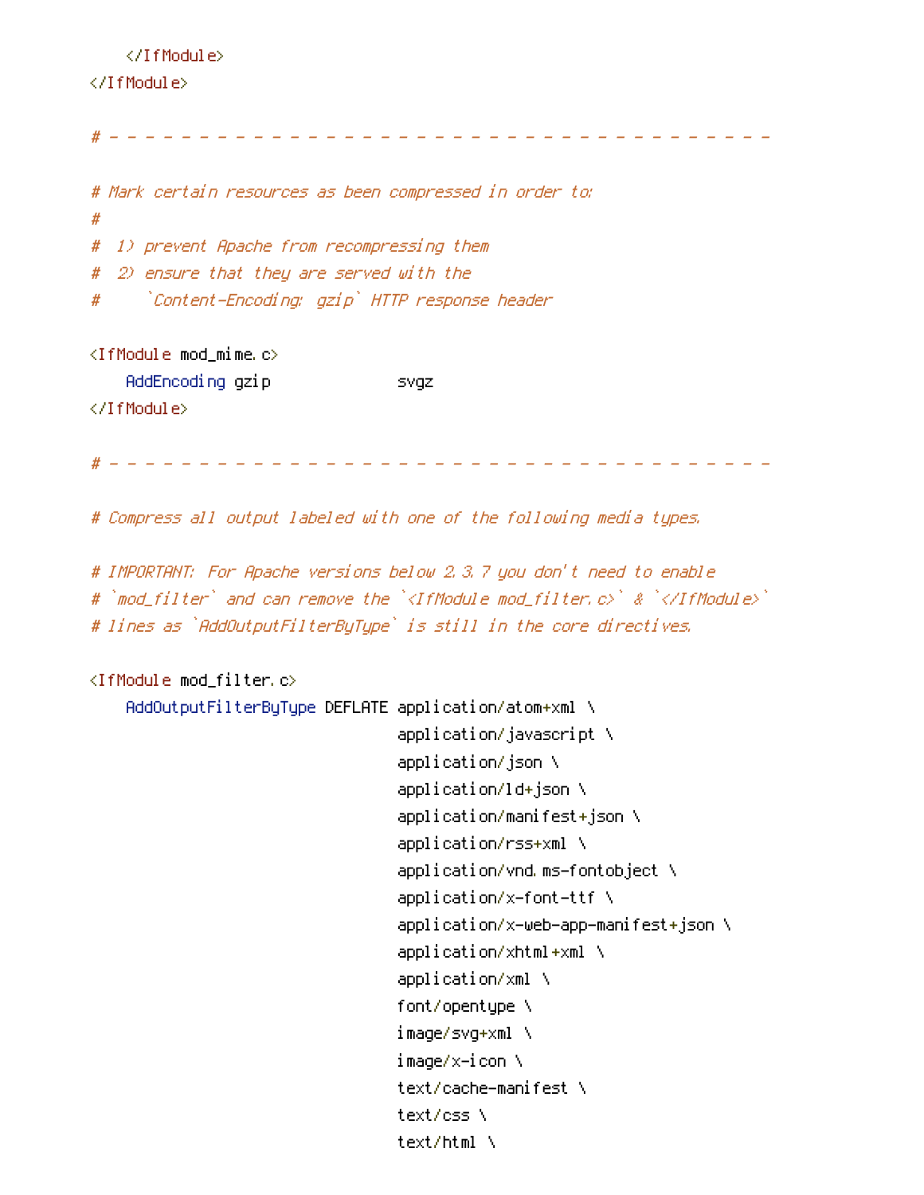```
    </IfModule>
</IfModule>

# - - - - - - - - - - - - - - - - - - - - - - - - - - - - - - - - - - - - - -

# Mark certain resources as been compressed in order to:
#
#  1) prevent Apache from recompressing them
#  2) ensure that they are served with the
#     `Content-Encoding: gzip` HTTP response header

<IfModule mod_mime.c>
    AddEncoding gzip              svgz
</IfModule>

# - - - - - - - - - - - - - - - - - - - - - - - - - - - - - - - - - - - - - -

# Compress all output labeled with one of the following media types.

# IMPORTANT: For Apache versions below 2.3.7 you don't need to enable
# `mod_filter` and can remove the `<IfModule mod_filter.c>` & `</IfModule>`
# lines as `AddOutputFilterByType` is still in the core directives.

<IfModule mod_filter.c>
    AddOutputFilterByType DEFLATE application/atom+xml \
                                  application/javascript \
                                  application/json \
                                  application/ld+json \
                                  application/manifest+json \
                                  application/rss+xml \
                                  application/vnd.ms-fontobject \
                                  application/x-font-ttf \
                                  application/x-web-app-manifest+json \
                                  application/xhtml+xml \
                                  application/xml \
                                  font/opentype \
                                  image/svg+xml \
                                  image/x-icon \
                                  text/cache-manifest \
                                  text/css \
                                  text/html \
```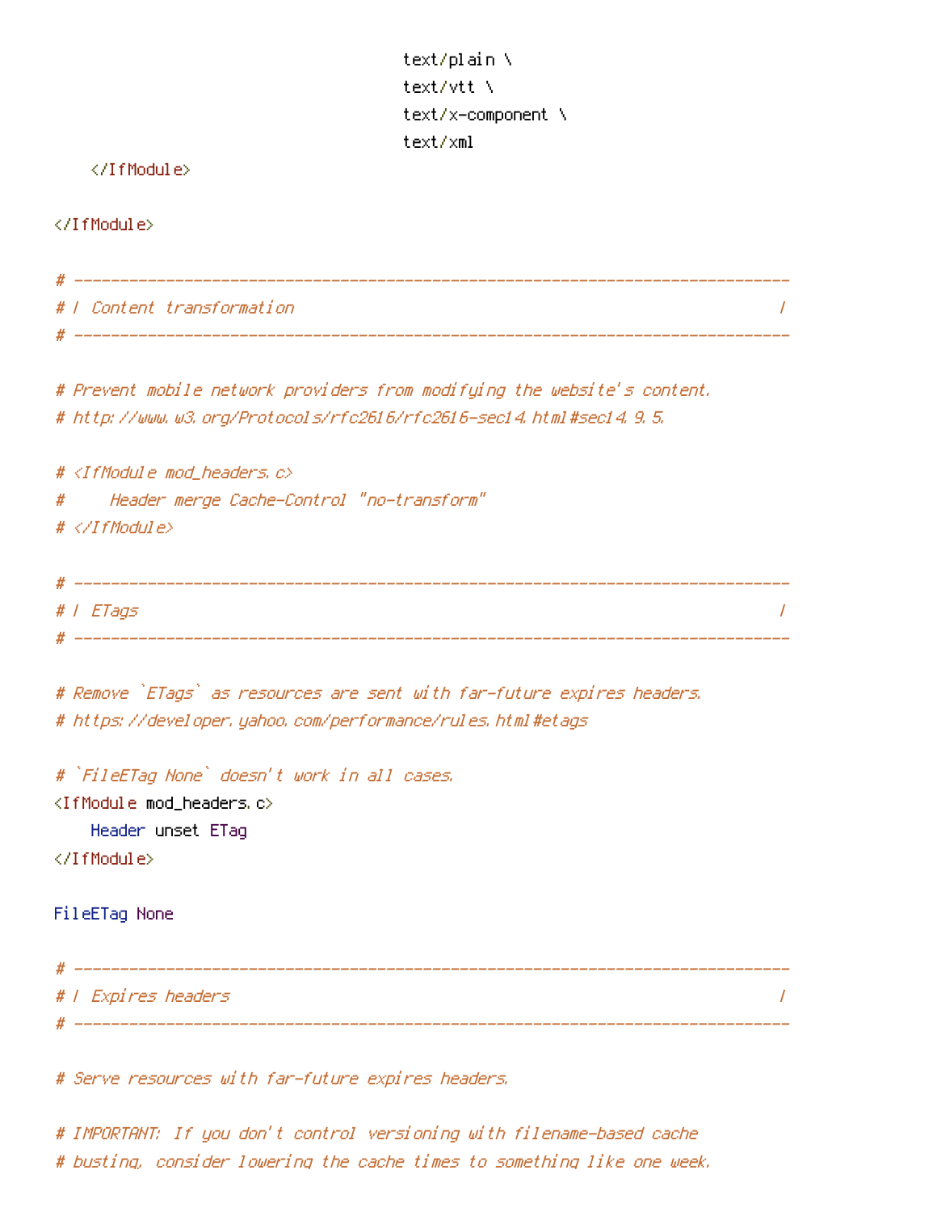```
                                        text/plain \
                                        text/vtt \
                                        text/x-component \
                                        text/xml

    </IfModule>

</IfModule>

# ----------------------------------------------------------------------
# | Content transformation                                             |
# ----------------------------------------------------------------------

# Prevent mobile network providers from modifying the website's content.
# http://www.w3.org/Protocols/rfc2616/rfc2616-sec14.html#sec14.9.5.

# <IfModule mod_headers.c>
#     Header merge Cache-Control "no-transform"
# </IfModule>

# ----------------------------------------------------------------------
# | ETags                                                              |
# ----------------------------------------------------------------------

# Remove `ETags` as resources are sent with far-future expires headers.
# https://developer.yahoo.com/performance/rules.html#etags

# `FileETag None` doesn't work in all cases.
<IfModule mod_headers.c>
    Header unset ETag
</IfModule>

FileETag None

# ----------------------------------------------------------------------
# | Expires headers                                                    |
# ----------------------------------------------------------------------

# Serve resources with far-future expires headers.

# IMPORTANT: If you don't control versioning with filename-based cache
# busting, consider lowering the cache times to something like one week.
```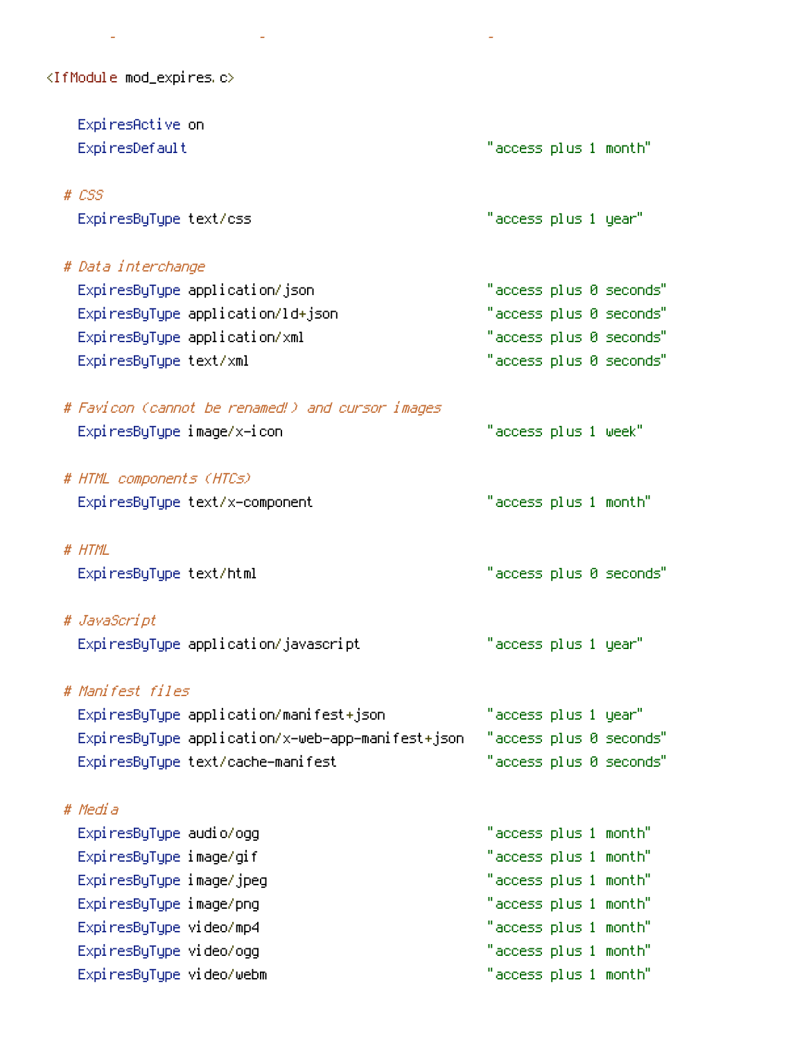```
<IfModule mod_expires.c>

    ExpiresActive on
    ExpiresDefault                                      "access plus 1 month"

  # CSS
    ExpiresByType text/css                              "access plus 1 year"

  # Data interchange
    ExpiresByType application/json                      "access plus 0 seconds"
    ExpiresByType application/ld+json                   "access plus 0 seconds"
    ExpiresByType application/xml                       "access plus 0 seconds"
    ExpiresByType text/xml                              "access plus 0 seconds"

  # Favicon (cannot be renamed!) and cursor images
    ExpiresByType image/x-icon                          "access plus 1 week"

  # HTML components (HTCs)
    ExpiresByType text/x-component                      "access plus 1 month"

  # HTML
    ExpiresByType text/html                             "access plus 0 seconds"

  # JavaScript
    ExpiresByType application/javascript                "access plus 1 year"

  # Manifest files
    ExpiresByType application/manifest+json             "access plus 1 year"
    ExpiresByType application/x-web-app-manifest+json   "access plus 0 seconds"
    ExpiresByType text/cache-manifest                   "access plus 0 seconds"

  # Media
    ExpiresByType audio/ogg                             "access plus 1 month"
    ExpiresByType image/gif                             "access plus 1 month"
    ExpiresByType image/jpeg                            "access plus 1 month"
    ExpiresByType image/png                             "access plus 1 month"
    ExpiresByType video/mp4                             "access plus 1 month"
    ExpiresByType video/ogg                             "access plus 1 month"
    ExpiresByType video/webm                            "access plus 1 month"
```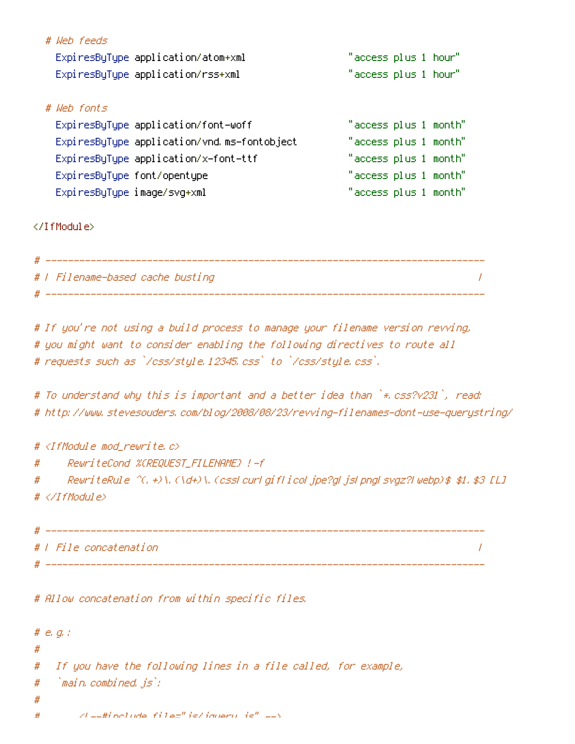```
  # Web feeds
    ExpiresByType application/atom+xml                  "access plus 1 hour"
    ExpiresByType application/rss+xml                   "access plus 1 hour"

  # Web fonts
    ExpiresByType application/font-woff                 "access plus 1 month"
    ExpiresByType application/vnd.ms-fontobject         "access plus 1 month"
    ExpiresByType application/x-font-ttf                "access plus 1 month"
    ExpiresByType font/opentype                         "access plus 1 month"
    ExpiresByType image/svg+xml                         "access plus 1 month"

</IfModule>

# ------------------------------------------------------------------------------
# | Filename-based cache busting                                               |
# ------------------------------------------------------------------------------

# If you're not using a build process to manage your filename version revving,
# you might want to consider enabling the following directives to route all
# requests such as `/css/style.12345.css` to `/css/style.css`.

# To understand why this is important and a better idea than `*.css?v231`, read:
# http://www.stevesouders.com/blog/2008/08/23/revving-filenames-dont-use-querystring/

# <IfModule mod_rewrite.c>
#     RewriteCond %{REQUEST_FILENAME} !-f
#     RewriteRule ^(.+)\.(\d+)\.(css|cur|gif|ico|jpe?g|js|png|svgz?|webp)$ $1.$3 [L]
# </IfModule>

# ------------------------------------------------------------------------------
# | File concatenation                                                         |
# ------------------------------------------------------------------------------

# Allow concatenation from within specific files.

# e.g.:
#
#   If you have the following lines in a file called, for example,
#   `main.combined.js`:
#
#       <!--#include file="js/jquery.js" -->
```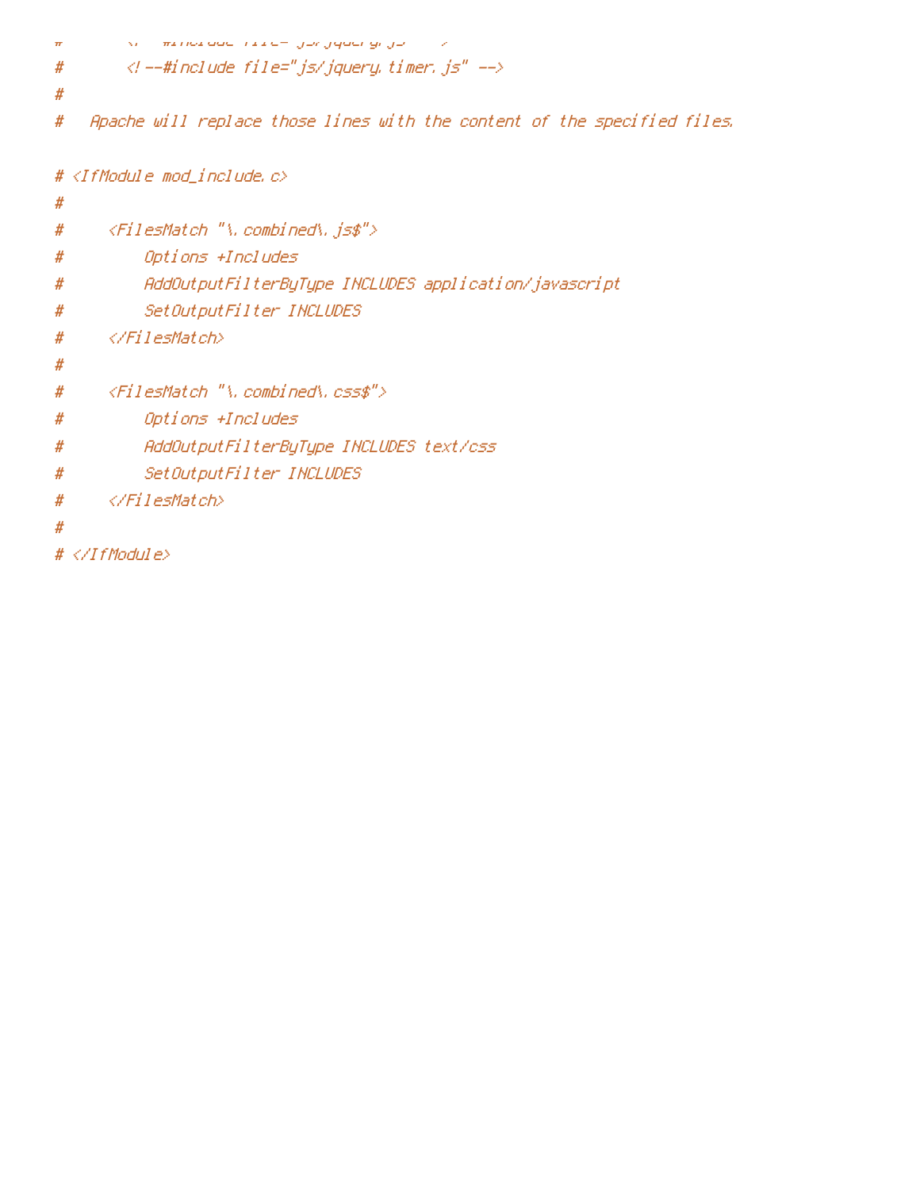```
#       <!--#include file="js/jquery.js" -->
#       <!--#include file="js/jquery.timer.js" -->
#
#   Apache will replace those lines with the content of the specified files.

# <IfModule mod_include.c>
#
#     <FilesMatch "\.combined\.js$">
#         Options +Includes
#         AddOutputFilterByType INCLUDES application/javascript
#         SetOutputFilter INCLUDES
#     </FilesMatch>
#
#     <FilesMatch "\.combined\.css$">
#         Options +Includes
#         AddOutputFilterByType INCLUDES text/css
#         SetOutputFilter INCLUDES
#     </FilesMatch>
#
# </IfModule>
```